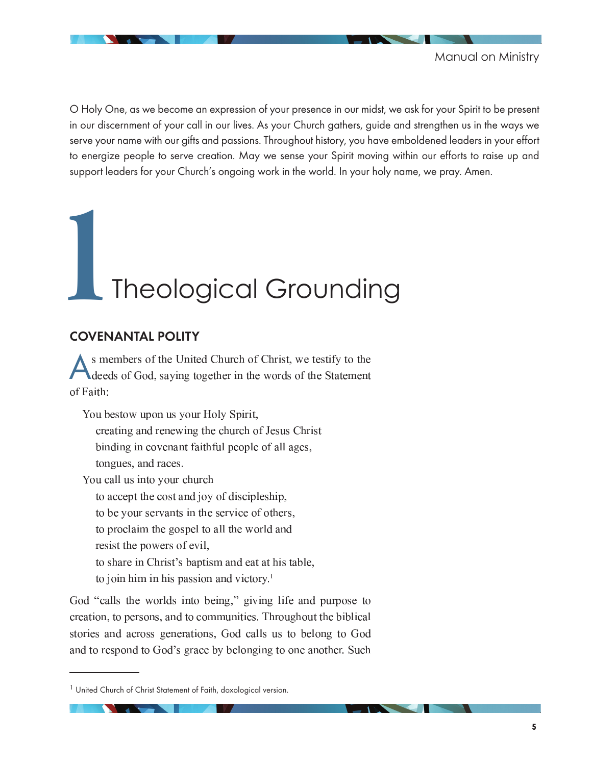O Holy One, as we become an expression of your presence in our midst, we ask for your Spirit to be present in our discernment of your call in our lives. As your Church gathers, guide and strengthen us in the ways we serve your name with our gifts and passions. Throughout history, you have emboldened leaders in your effort to energize people to serve creation. May we sense your Spirit moving within our efforts to raise up and support leaders for your Church's ongoing work in the world. In your holy name, we pray. Amen.

# 1 Theological Grounding

## COVENANTAL POLITY

As members of the United Church of Christ, we testify to the deeds of God, saying together in the words of the Statement of Faith:

> You bestow upon us your Holy Spirit,
> creating and renewing the church of Jesus Christ
> binding in covenant faithful people of all ages,
> tongues, and races.
> You call us into your church
> to accept the cost and joy of discipleship,
> to be your servants in the service of others,
> to proclaim the gospel to all the world and
> resist the powers of evil,
> to share in Christ's baptism and eat at his table,
> to join him in his passion and victory.[1]

God "calls the worlds into being," giving life and purpose to creation, to persons, and to communities. Throughout the biblical stories and across generations, God calls us to belong to God and to respond to God's grace by belonging to one another. Such

[1] United Church of Christ Statement of Faith, doxological version.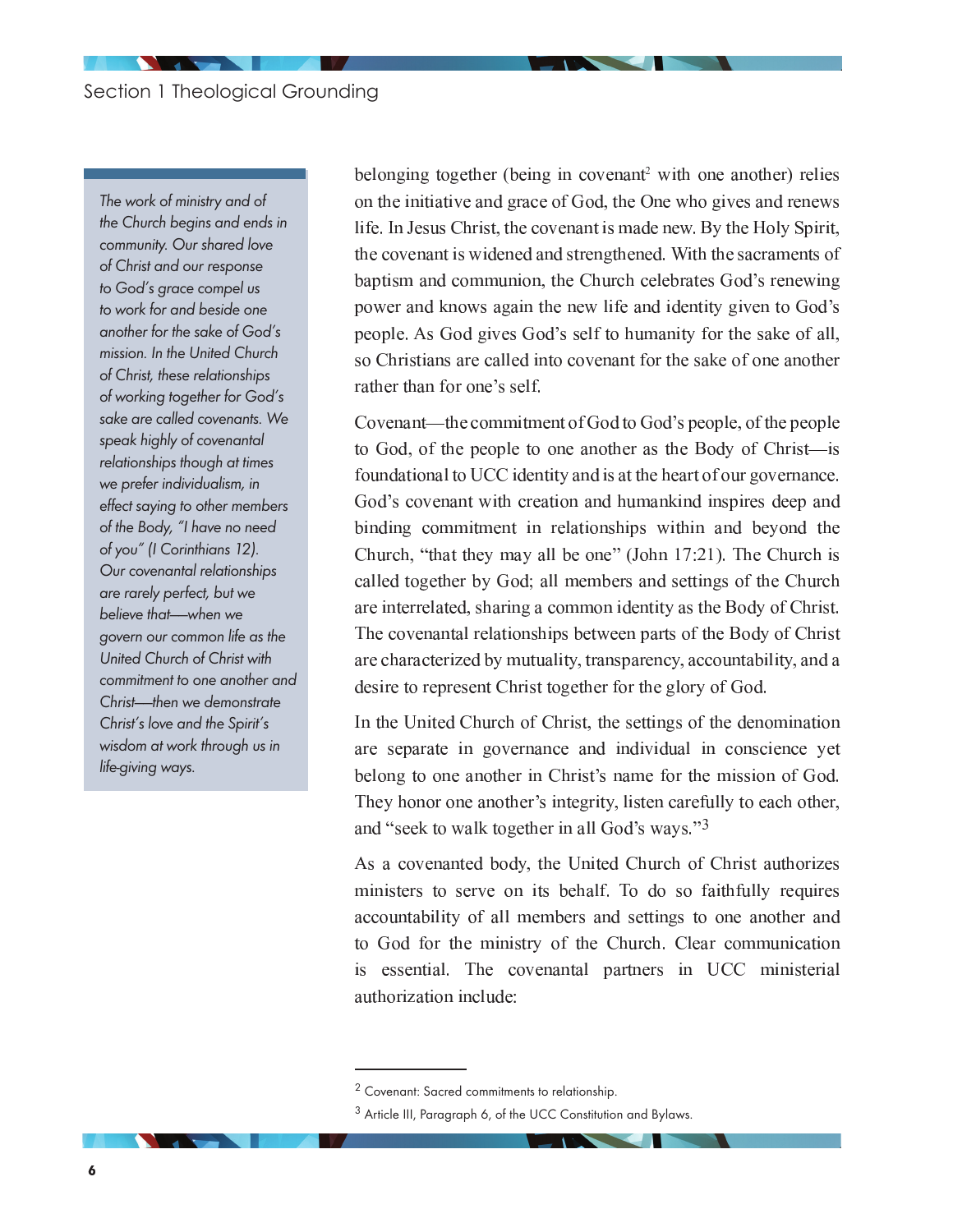*The work of ministry and of the Church begins and ends in community. Our shared love of Christ and our response to God's grace compel us to work for and beside one another for the sake of God's mission. In the United Church of Christ, these relationships of working together for God's sake are called covenants. We speak highly of covenantal relationships though at times we prefer individualism, in effect saying to other members of the Body, "I have no need of you" (I Corinthians 12). Our covenantal relationships are rarely perfect, but we believe that—when we govern our common life as the United Church of Christ with commitment to one another and Christ—then we demonstrate Christ's love and the Spirit's wisdom at work through us in life-giving ways.*

belonging together (being in covenant[2] with one another) relies on the initiative and grace of God, the One who gives and renews life. In Jesus Christ, the covenant is made new. By the Holy Spirit, the covenant is widened and strengthened. With the sacraments of baptism and communion, the Church celebrates God's renewing power and knows again the new life and identity given to God's people. As God gives God's self to humanity for the sake of all, so Christians are called into covenant for the sake of one another rather than for one's self.

Covenant—the commitment of God to God's people, of the people to God, of the people to one another as the Body of Christ—is foundational to UCC identity and is at the heart of our governance. God's covenant with creation and humankind inspires deep and binding commitment in relationships within and beyond the Church, "that they may all be one" (John 17:21). The Church is called together by God; all members and settings of the Church are interrelated, sharing a common identity as the Body of Christ. The covenantal relationships between parts of the Body of Christ are characterized by mutuality, transparency, accountability, and a desire to represent Christ together for the glory of God.

In the United Church of Christ, the settings of the denomination are separate in governance and individual in conscience yet belong to one another in Christ's name for the mission of God. They honor one another's integrity, listen carefully to each other, and "seek to walk together in all God's ways."[3]

As a covenanted body, the United Church of Christ authorizes ministers to serve on its behalf. To do so faithfully requires accountability of all members and settings to one another and to God for the ministry of the Church. Clear communication is essential. The covenantal partners in UCC ministerial authorization include:

[2] Covenant: Sacred commitments to relationship.

[3] Article III, Paragraph 6, of the UCC Constitution and Bylaws.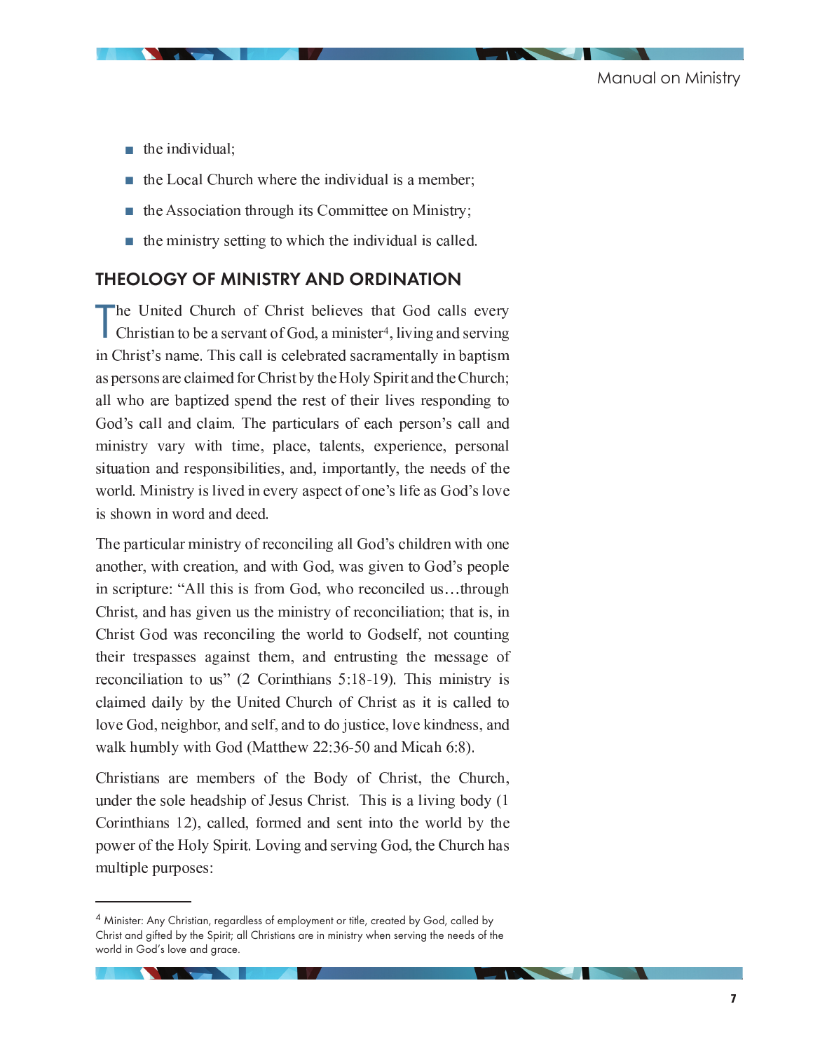- the individual;
- the Local Church where the individual is a member;
- the Association through its Committee on Ministry;
- the ministry setting to which the individual is called.

## THEOLOGY OF MINISTRY AND ORDINATION

The United Church of Christ believes that God calls every Christian to be a servant of God, a minister[4], living and serving in Christ's name. This call is celebrated sacramentally in baptism as persons are claimed for Christ by the Holy Spirit and the Church; all who are baptized spend the rest of their lives responding to God's call and claim. The particulars of each person's call and ministry vary with time, place, talents, experience, personal situation and responsibilities, and, importantly, the needs of the world. Ministry is lived in every aspect of one's life as God's love is shown in word and deed.

The particular ministry of reconciling all God's children with one another, with creation, and with God, was given to God's people in scripture: "All this is from God, who reconciled us…through Christ, and has given us the ministry of reconciliation; that is, in Christ God was reconciling the world to Godself, not counting their trespasses against them, and entrusting the message of reconciliation to us" (2 Corinthians 5:18-19). This ministry is claimed daily by the United Church of Christ as it is called to love God, neighbor, and self, and to do justice, love kindness, and walk humbly with God (Matthew 22:36-50 and Micah 6:8).

Christians are members of the Body of Christ, the Church, under the sole headship of Jesus Christ. This is a living body (1 Corinthians 12), called, formed and sent into the world by the power of the Holy Spirit. Loving and serving God, the Church has multiple purposes:

---

[4] Minister: Any Christian, regardless of employment or title, created by God, called by Christ and gifted by the Spirit; all Christians are in ministry when serving the needs of the world in God's love and grace.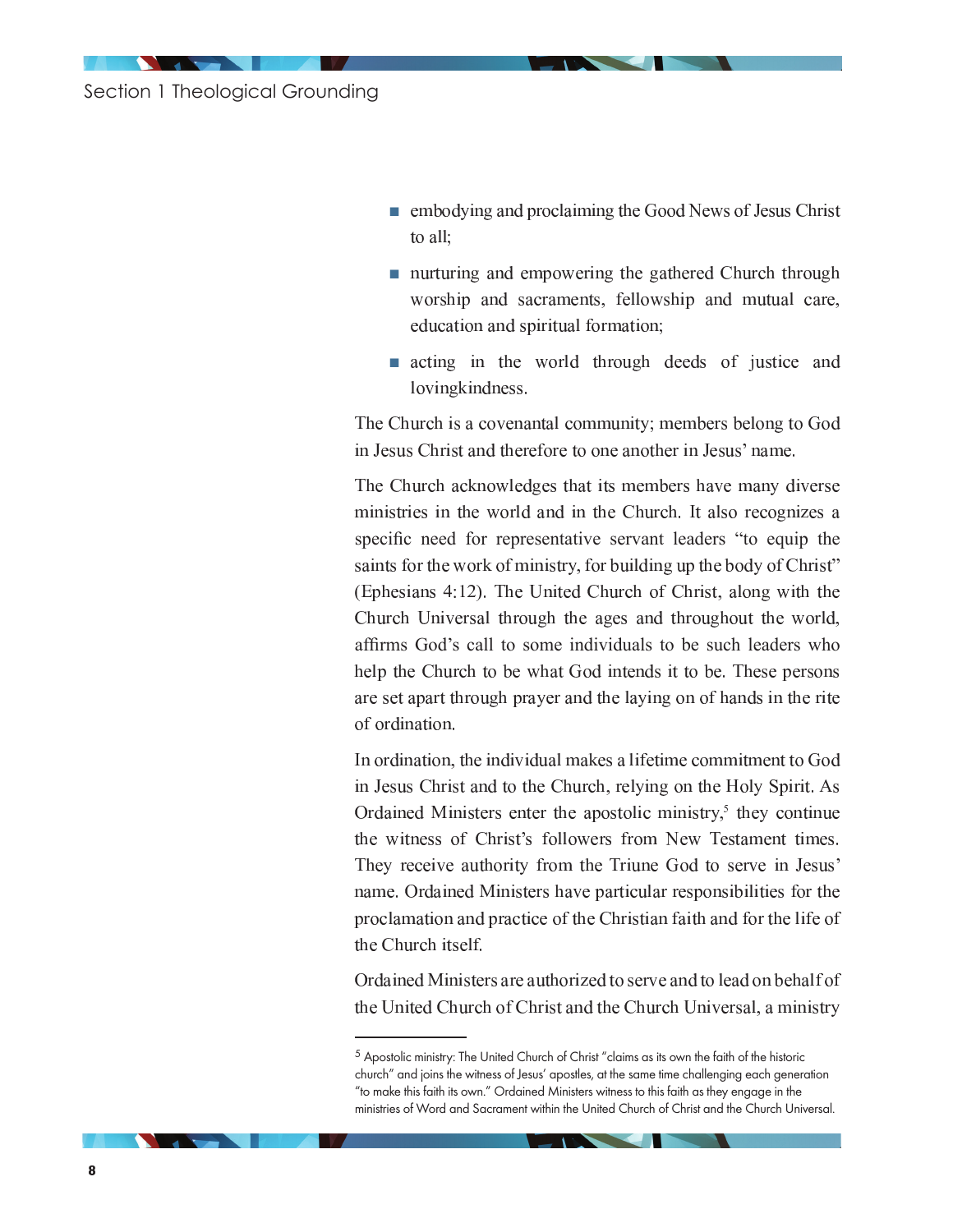- embodying and proclaiming the Good News of Jesus Christ to all;
- nurturing and empowering the gathered Church through worship and sacraments, fellowship and mutual care, education and spiritual formation;
- acting in the world through deeds of justice and lovingkindness.

The Church is a covenantal community; members belong to God in Jesus Christ and therefore to one another in Jesus' name.

The Church acknowledges that its members have many diverse ministries in the world and in the Church. It also recognizes a specific need for representative servant leaders "to equip the saints for the work of ministry, for building up the body of Christ" (Ephesians 4:12). The United Church of Christ, along with the Church Universal through the ages and throughout the world, affirms God's call to some individuals to be such leaders who help the Church to be what God intends it to be. These persons are set apart through prayer and the laying on of hands in the rite of ordination.

In ordination, the individual makes a lifetime commitment to God in Jesus Christ and to the Church, relying on the Holy Spirit. As Ordained Ministers enter the apostolic ministry,[5] they continue the witness of Christ's followers from New Testament times. They receive authority from the Triune God to serve in Jesus' name. Ordained Ministers have particular responsibilities for the proclamation and practice of the Christian faith and for the life of the Church itself.

Ordained Ministers are authorized to serve and to lead on behalf of the United Church of Christ and the Church Universal, a ministry

---

[5] Apostolic ministry: The United Church of Christ "claims as its own the faith of the historic church" and joins the witness of Jesus' apostles, at the same time challenging each generation "to make this faith its own." Ordained Ministers witness to this faith as they engage in the ministries of Word and Sacrament within the United Church of Christ and the Church Universal.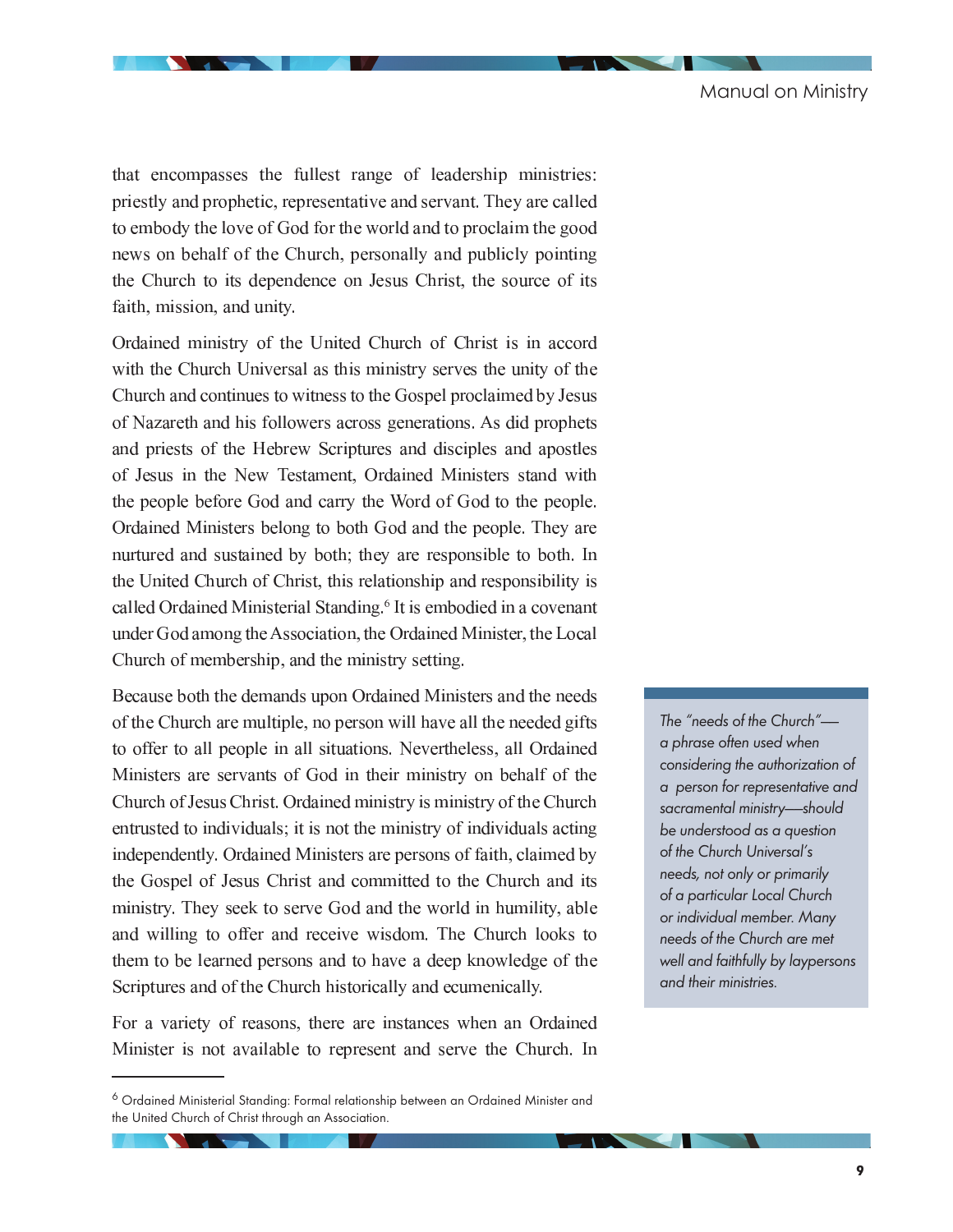that encompasses the fullest range of leadership ministries: priestly and prophetic, representative and servant. They are called to embody the love of God for the world and to proclaim the good news on behalf of the Church, personally and publicly pointing the Church to its dependence on Jesus Christ, the source of its faith, mission, and unity.

Ordained ministry of the United Church of Christ is in accord with the Church Universal as this ministry serves the unity of the Church and continues to witness to the Gospel proclaimed by Jesus of Nazareth and his followers across generations. As did prophets and priests of the Hebrew Scriptures and disciples and apostles of Jesus in the New Testament, Ordained Ministers stand with the people before God and carry the Word of God to the people. Ordained Ministers belong to both God and the people. They are nurtured and sustained by both; they are responsible to both. In the United Church of Christ, this relationship and responsibility is called Ordained Ministerial Standing.[6] It is embodied in a covenant under God among the Association, the Ordained Minister, the Local Church of membership, and the ministry setting.

Because both the demands upon Ordained Ministers and the needs of the Church are multiple, no person will have all the needed gifts to offer to all people in all situations. Nevertheless, all Ordained Ministers are servants of God in their ministry on behalf of the Church of Jesus Christ. Ordained ministry is ministry of the Church entrusted to individuals; it is not the ministry of individuals acting independently. Ordained Ministers are persons of faith, claimed by the Gospel of Jesus Christ and committed to the Church and its ministry. They seek to serve God and the world in humility, able and willing to offer and receive wisdom. The Church looks to them to be learned persons and to have a deep knowledge of the Scriptures and of the Church historically and ecumenically.

*The "needs of the Church"—a phrase often used when considering the authorization of a person for representative and sacramental ministry—should be understood as a question of the Church Universal's needs, not only or primarily of a particular Local Church or individual member. Many needs of the Church are met well and faithfully by laypersons and their ministries.*

For a variety of reasons, there are instances when an Ordained Minister is not available to represent and serve the Church. In

[6] Ordained Ministerial Standing: Formal relationship between an Ordained Minister and the United Church of Christ through an Association.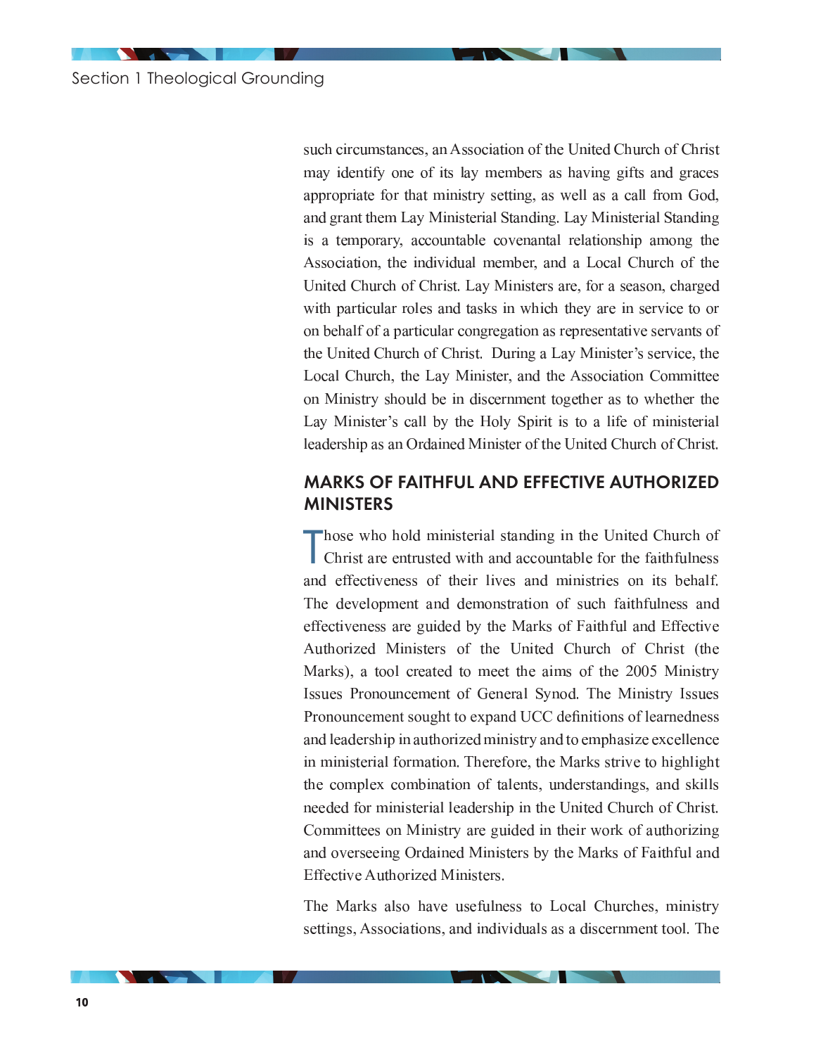such circumstances, an Association of the United Church of Christ may identify one of its lay members as having gifts and graces appropriate for that ministry setting, as well as a call from God, and grant them Lay Ministerial Standing. Lay Ministerial Standing is a temporary, accountable covenantal relationship among the Association, the individual member, and a Local Church of the United Church of Christ. Lay Ministers are, for a season, charged with particular roles and tasks in which they are in service to or on behalf of a particular congregation as representative servants of the United Church of Christ. During a Lay Minister's service, the Local Church, the Lay Minister, and the Association Committee on Ministry should be in discernment together as to whether the Lay Minister's call by the Holy Spirit is to a life of ministerial leadership as an Ordained Minister of the United Church of Christ.

## MARKS OF FAITHFUL AND EFFECTIVE AUTHORIZED MINISTERS

Those who hold ministerial standing in the United Church of Christ are entrusted with and accountable for the faithfulness and effectiveness of their lives and ministries on its behalf. The development and demonstration of such faithfulness and effectiveness are guided by the Marks of Faithful and Effective Authorized Ministers of the United Church of Christ (the Marks), a tool created to meet the aims of the 2005 Ministry Issues Pronouncement of General Synod. The Ministry Issues Pronouncement sought to expand UCC definitions of learnedness and leadership in authorized ministry and to emphasize excellence in ministerial formation. Therefore, the Marks strive to highlight the complex combination of talents, understandings, and skills needed for ministerial leadership in the United Church of Christ. Committees on Ministry are guided in their work of authorizing and overseeing Ordained Ministers by the Marks of Faithful and Effective Authorized Ministers.

The Marks also have usefulness to Local Churches, ministry settings, Associations, and individuals as a discernment tool. The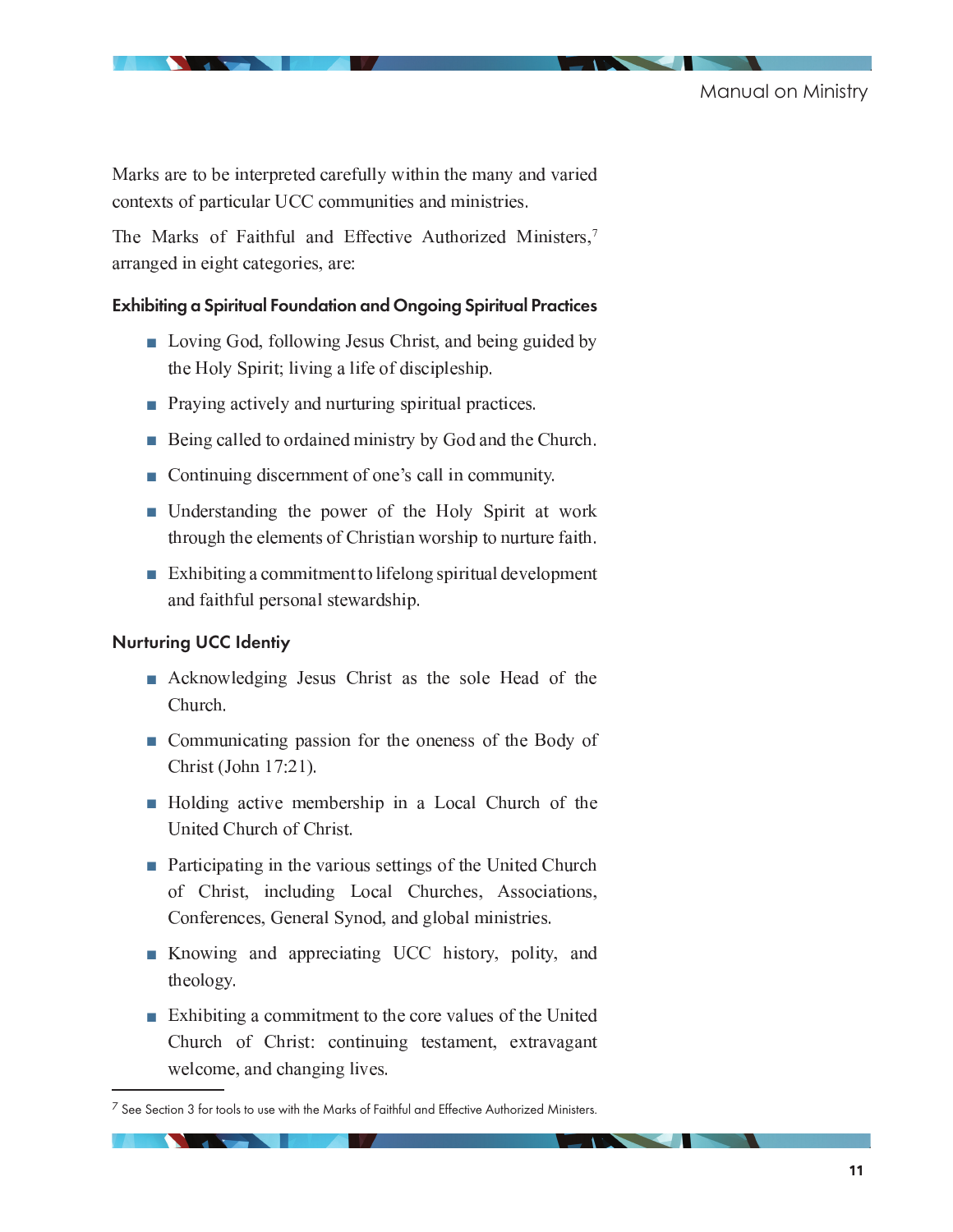Marks are to be interpreted carefully within the many and varied contexts of particular UCC communities and ministries.

The Marks of Faithful and Effective Authorized Ministers,[7] arranged in eight categories, are:

### Exhibiting a Spiritual Foundation and Ongoing Spiritual Practices

- Loving God, following Jesus Christ, and being guided by the Holy Spirit; living a life of discipleship.
- Praying actively and nurturing spiritual practices.
- Being called to ordained ministry by God and the Church.
- Continuing discernment of one's call in community.
- Understanding the power of the Holy Spirit at work through the elements of Christian worship to nurture faith.
- Exhibiting a commitment to lifelong spiritual development and faithful personal stewardship.

### Nurturing UCC Identiy

- Acknowledging Jesus Christ as the sole Head of the Church.
- Communicating passion for the oneness of the Body of Christ (John 17:21).
- Holding active membership in a Local Church of the United Church of Christ.
- Participating in the various settings of the United Church of Christ, including Local Churches, Associations, Conferences, General Synod, and global ministries.
- Knowing and appreciating UCC history, polity, and theology.
- Exhibiting a commitment to the core values of the United Church of Christ: continuing testament, extravagant welcome, and changing lives.

---

[7] See Section 3 for tools to use with the Marks of Faithful and Effective Authorized Ministers.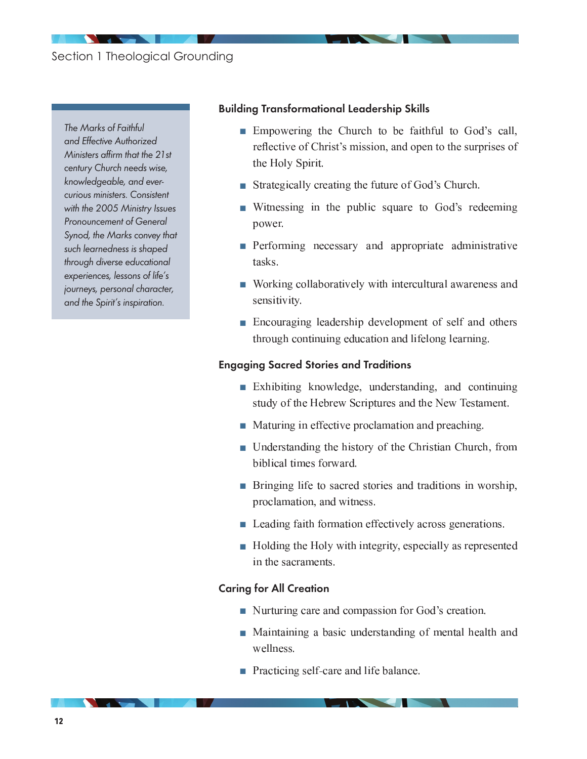*The Marks of Faithful and Effective Authorized Ministers affirm that the 21st century Church needs wise, knowledgeable, and ever-curious ministers. Consistent with the 2005 Ministry Issues Pronouncement of General Synod, the Marks convey that such learnedness is shaped through diverse educational experiences, lessons of life's journeys, personal character, and the Spirit's inspiration.*

### Building Transformational Leadership Skills

- Empowering the Church to be faithful to God's call, reflective of Christ's mission, and open to the surprises of the Holy Spirit.
- Strategically creating the future of God's Church.
- Witnessing in the public square to God's redeeming power.
- Performing necessary and appropriate administrative tasks.
- Working collaboratively with intercultural awareness and sensitivity.
- Encouraging leadership development of self and others through continuing education and lifelong learning.

### Engaging Sacred Stories and Traditions

- Exhibiting knowledge, understanding, and continuing study of the Hebrew Scriptures and the New Testament.
- Maturing in effective proclamation and preaching.
- Understanding the history of the Christian Church, from biblical times forward.
- Bringing life to sacred stories and traditions in worship, proclamation, and witness.
- Leading faith formation effectively across generations.
- Holding the Holy with integrity, especially as represented in the sacraments.

### Caring for All Creation

- Nurturing care and compassion for God's creation.
- Maintaining a basic understanding of mental health and wellness.
- Practicing self-care and life balance.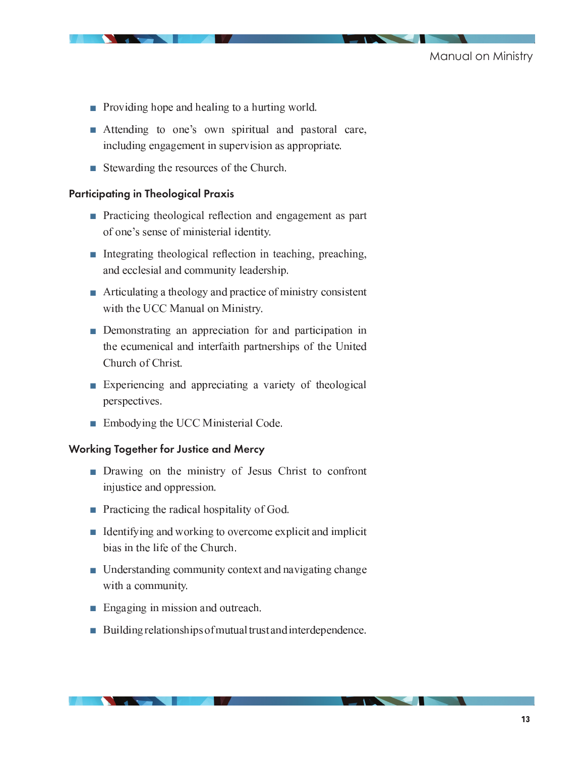- Providing hope and healing to a hurting world.
- Attending to one's own spiritual and pastoral care, including engagement in supervision as appropriate.
- Stewarding the resources of the Church.

### Participating in Theological Praxis

- Practicing theological reflection and engagement as part of one's sense of ministerial identity.
- Integrating theological reflection in teaching, preaching, and ecclesial and community leadership.
- Articulating a theology and practice of ministry consistent with the UCC Manual on Ministry.
- Demonstrating an appreciation for and participation in the ecumenical and interfaith partnerships of the United Church of Christ.
- Experiencing and appreciating a variety of theological perspectives.
- Embodying the UCC Ministerial Code.

### Working Together for Justice and Mercy

- Drawing on the ministry of Jesus Christ to confront injustice and oppression.
- Practicing the radical hospitality of God.
- Identifying and working to overcome explicit and implicit bias in the life of the Church.
- Understanding community context and navigating change with a community.
- Engaging in mission and outreach.
- Building relationships of mutual trust and interdependence.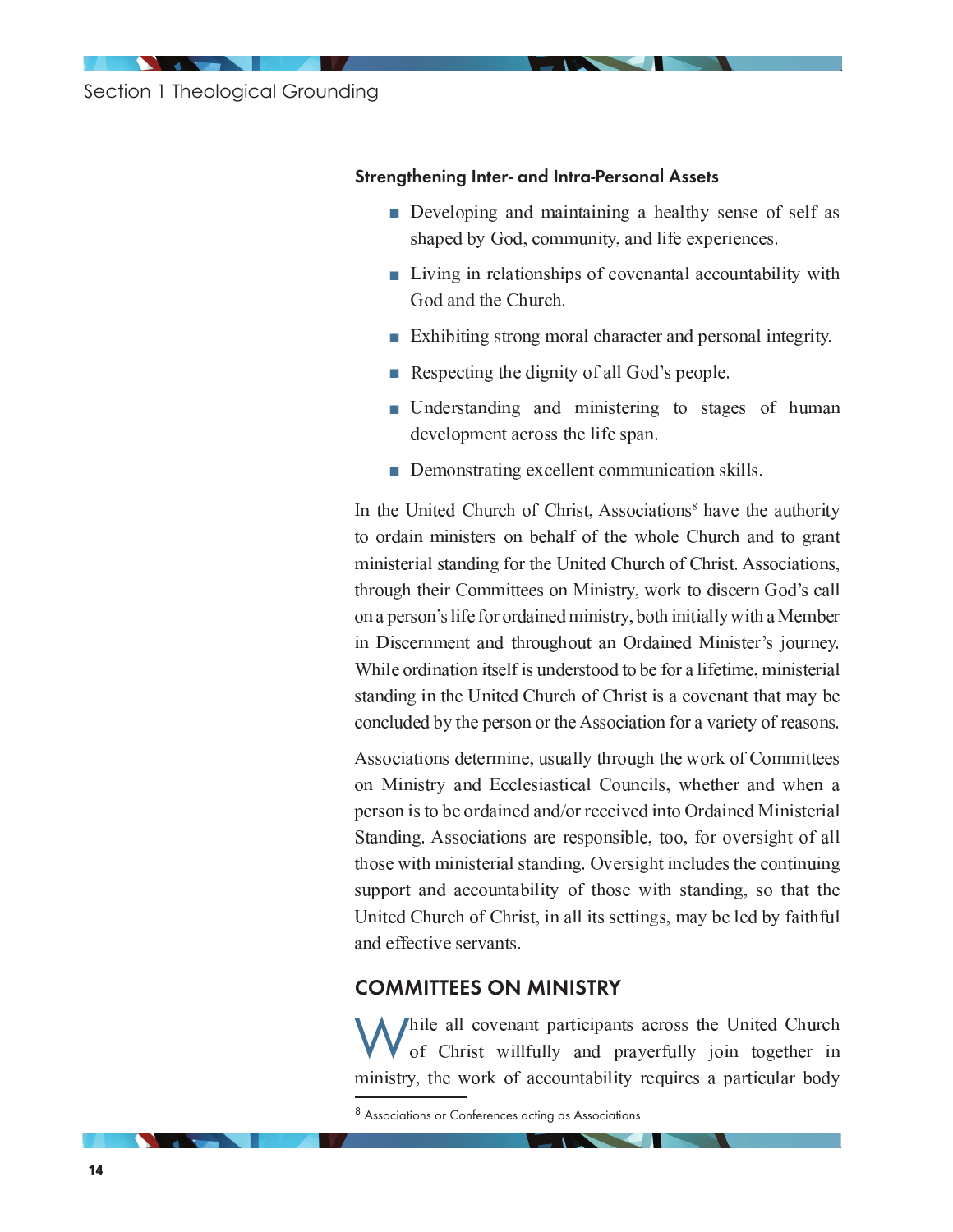### Strengthening Inter- and Intra-Personal Assets

- Developing and maintaining a healthy sense of self as shaped by God, community, and life experiences.
- Living in relationships of covenantal accountability with God and the Church.
- Exhibiting strong moral character and personal integrity.
- Respecting the dignity of all God's people.
- Understanding and ministering to stages of human development across the life span.
- Demonstrating excellent communication skills.

In the United Church of Christ, Associations[8] have the authority to ordain ministers on behalf of the whole Church and to grant ministerial standing for the United Church of Christ. Associations, through their Committees on Ministry, work to discern God's call on a person's life for ordained ministry, both initially with a Member in Discernment and throughout an Ordained Minister's journey. While ordination itself is understood to be for a lifetime, ministerial standing in the United Church of Christ is a covenant that may be concluded by the person or the Association for a variety of reasons.

Associations determine, usually through the work of Committees on Ministry and Ecclesiastical Councils, whether and when a person is to be ordained and/or received into Ordained Ministerial Standing. Associations are responsible, too, for oversight of all those with ministerial standing. Oversight includes the continuing support and accountability of those with standing, so that the United Church of Christ, in all its settings, may be led by faithful and effective servants.

## COMMITTEES ON MINISTRY

While all covenant participants across the United Church of Christ willfully and prayerfully join together in ministry, the work of accountability requires a particular body

[8] Associations or Conferences acting as Associations.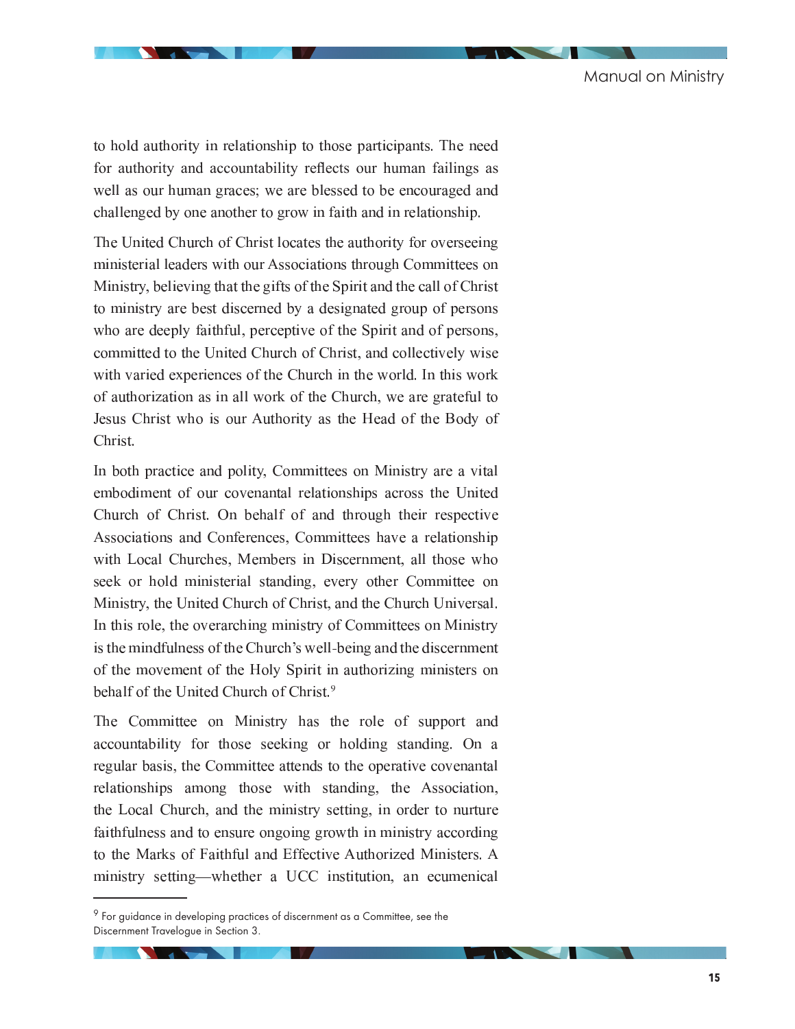to hold authority in relationship to those participants. The need for authority and accountability reflects our human failings as well as our human graces; we are blessed to be encouraged and challenged by one another to grow in faith and in relationship.

The United Church of Christ locates the authority for overseeing ministerial leaders with our Associations through Committees on Ministry, believing that the gifts of the Spirit and the call of Christ to ministry are best discerned by a designated group of persons who are deeply faithful, perceptive of the Spirit and of persons, committed to the United Church of Christ, and collectively wise with varied experiences of the Church in the world. In this work of authorization as in all work of the Church, we are grateful to Jesus Christ who is our Authority as the Head of the Body of Christ.

In both practice and polity, Committees on Ministry are a vital embodiment of our covenantal relationships across the United Church of Christ. On behalf of and through their respective Associations and Conferences, Committees have a relationship with Local Churches, Members in Discernment, all those who seek or hold ministerial standing, every other Committee on Ministry, the United Church of Christ, and the Church Universal. In this role, the overarching ministry of Committees on Ministry is the mindfulness of the Church's well-being and the discernment of the movement of the Holy Spirit in authorizing ministers on behalf of the United Church of Christ.[9]

The Committee on Ministry has the role of support and accountability for those seeking or holding standing. On a regular basis, the Committee attends to the operative covenantal relationships among those with standing, the Association, the Local Church, and the ministry setting, in order to nurture faithfulness and to ensure ongoing growth in ministry according to the Marks of Faithful and Effective Authorized Ministers. A ministry setting—whether a UCC institution, an ecumenical

[9] For guidance in developing practices of discernment as a Committee, see the Discernment Travelogue in Section 3.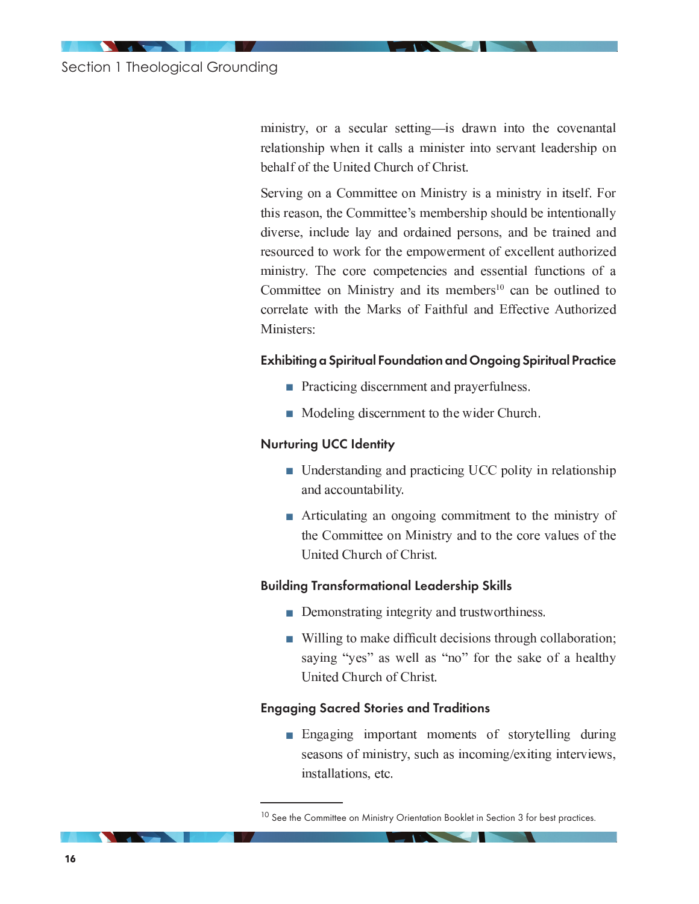ministry, or a secular setting—is drawn into the covenantal relationship when it calls a minister into servant leadership on behalf of the United Church of Christ.

Serving on a Committee on Ministry is a ministry in itself. For this reason, the Committee's membership should be intentionally diverse, include lay and ordained persons, and be trained and resourced to work for the empowerment of excellent authorized ministry. The core competencies and essential functions of a Committee on Ministry and its members[10] can be outlined to correlate with the Marks of Faithful and Effective Authorized Ministers:

#### Exhibiting a Spiritual Foundation and Ongoing Spiritual Practice

- Practicing discernment and prayerfulness.
- Modeling discernment to the wider Church.

#### Nurturing UCC Identity

- Understanding and practicing UCC polity in relationship and accountability.
- Articulating an ongoing commitment to the ministry of the Committee on Ministry and to the core values of the United Church of Christ.

#### Building Transformational Leadership Skills

- Demonstrating integrity and trustworthiness.
- Willing to make difficult decisions through collaboration; saying "yes" as well as "no" for the sake of a healthy United Church of Christ.

#### Engaging Sacred Stories and Traditions

- Engaging important moments of storytelling during seasons of ministry, such as incoming/exiting interviews, installations, etc.

---

[10] See the Committee on Ministry Orientation Booklet in Section 3 for best practices.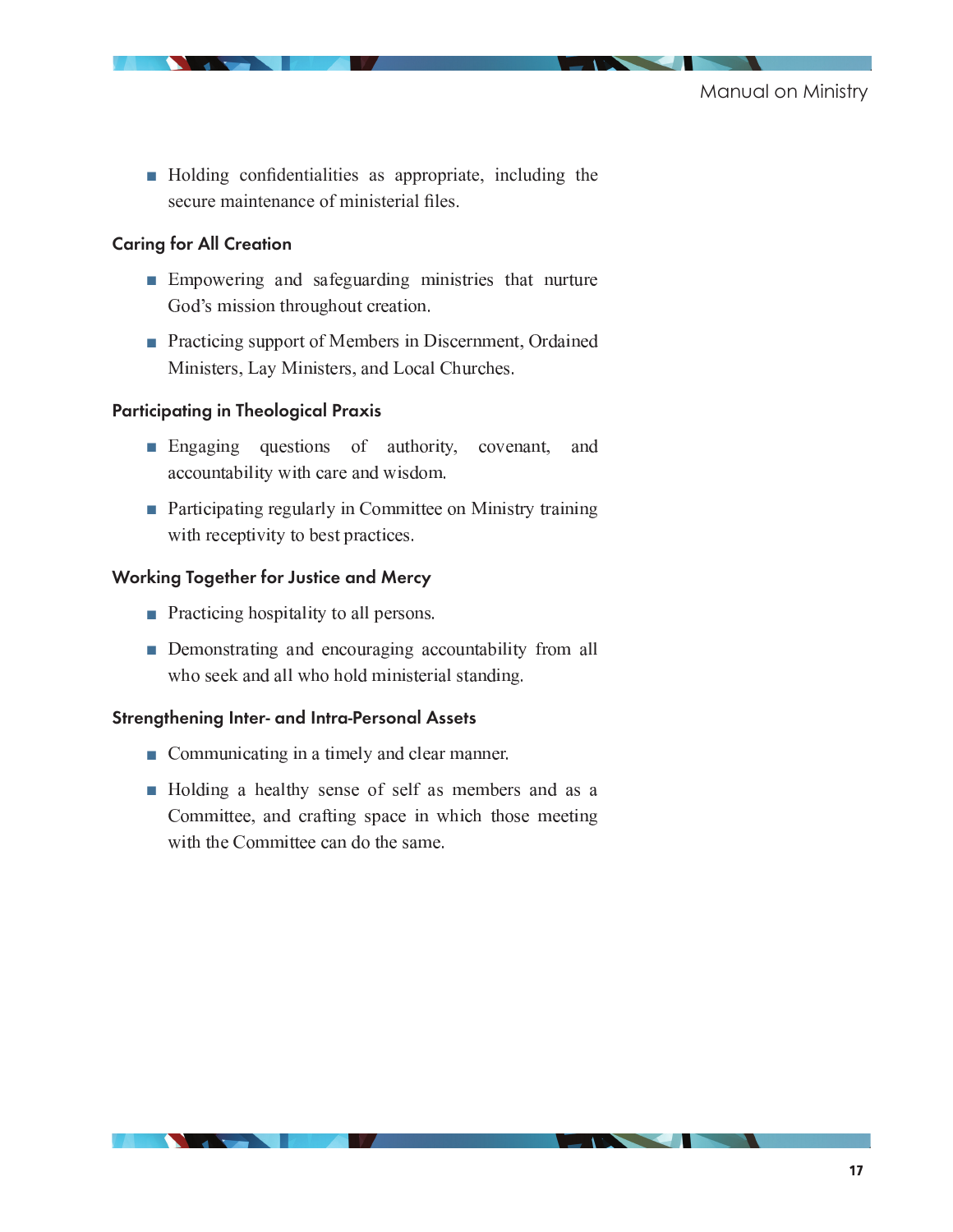- Holding confidentialities as appropriate, including the secure maintenance of ministerial files.

### Caring for All Creation

- Empowering and safeguarding ministries that nurture God's mission throughout creation.
- Practicing support of Members in Discernment, Ordained Ministers, Lay Ministers, and Local Churches.

### Participating in Theological Praxis

- Engaging questions of authority, covenant, and accountability with care and wisdom.
- Participating regularly in Committee on Ministry training with receptivity to best practices.

### Working Together for Justice and Mercy

- Practicing hospitality to all persons.
- Demonstrating and encouraging accountability from all who seek and all who hold ministerial standing.

### Strengthening Inter- and Intra-Personal Assets

- Communicating in a timely and clear manner.
- Holding a healthy sense of self as members and as a Committee, and crafting space in which those meeting with the Committee can do the same.